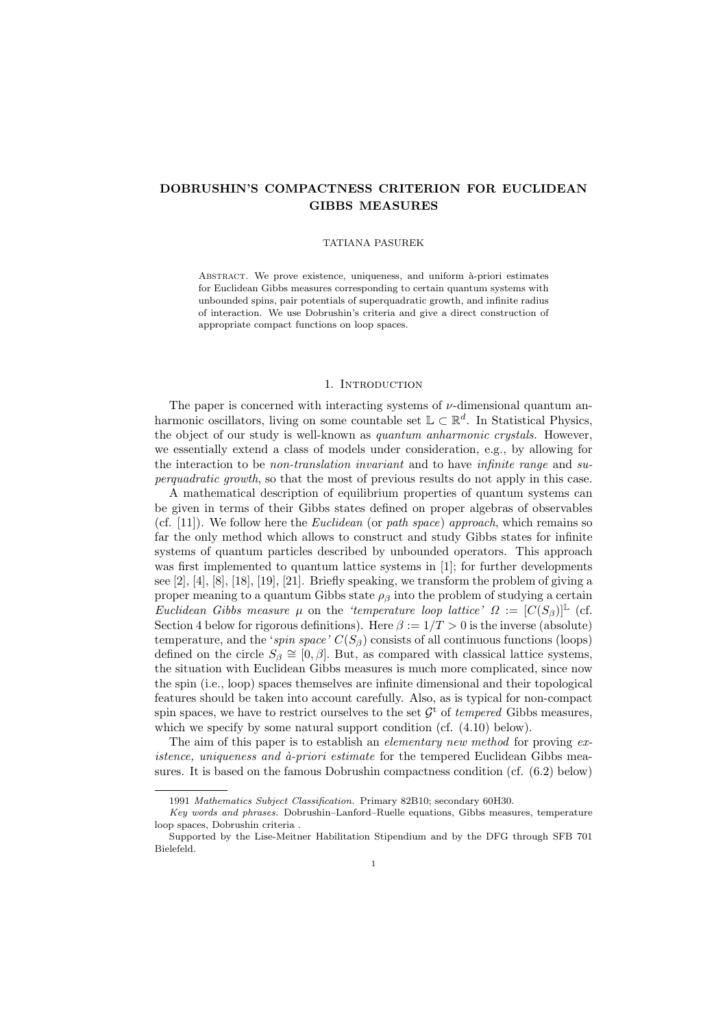# DOBRUSHIN'S COMPACTNESS CRITERION FOR EUCLIDEAN GIBBS MEASURES

TATIANA PASUREK

Abstract. We prove existence, uniqueness, and uniform à-priori estimates for Euclidean Gibbs measures corresponding to certain quantum systems with unbounded spins, pair potentials of superquadratic growth, and infinite radius of interaction. We use Dobrushin's criteria and give a direct construction of appropriate compact functions on loop spaces.

## 1. Introduction

The paper is concerned with interacting systems of $\nu$-dimensional quantum anharmonic oscillators, living on some countable set $\mathbb{L} \subset \mathbb{R}^d$. In Statistical Physics, the object of our study is well-known as *quantum anharmonic crystals*. However, we essentially extend a class of models under consideration, e.g., by allowing for the interaction to be *non-translation invariant* and to have *infinite range* and *superquadratic growth*, so that the most of previous results do not apply in this case.

A mathematical description of equilibrium properties of quantum systems can be given in terms of their Gibbs states defined on proper algebras of observables (cf. [11]). We follow here the *Euclidean* (or *path space*) *approach*, which remains so far the only method which allows to construct and study Gibbs states for infinite systems of quantum particles described by unbounded operators. This approach was first implemented to quantum lattice systems in [1]; for further developments see [2], [4], [8], [18], [19], [21]. Briefly speaking, we transform the problem of giving a proper meaning to a quantum Gibbs state $\rho_\beta$ into the problem of studying a certain *Euclidean Gibbs measure* $\mu$ on the *'temperature loop lattice'* $\Omega := [C(S_\beta)]^{\mathbb{L}}$ (cf. Section 4 below for rigorous definitions). Here $\beta := 1/T > 0$ is the inverse (absolute) temperature, and the '*spin space*' $C(S_\beta)$ consists of all continuous functions (loops) defined on the circle $S_\beta \cong [0, \beta]$. But, as compared with classical lattice systems, the situation with Euclidean Gibbs measures is much more complicated, since now the spin (i.e., loop) spaces themselves are infinite dimensional and their topological features should be taken into account carefully. Also, as is typical for non-compact spin spaces, we have to restrict ourselves to the set $\mathcal{G}^{\mathrm{t}}$ of *tempered* Gibbs measures, which we specify by some natural support condition (cf. (4.10) below).

The aim of this paper is to establish an *elementary new method* for proving *existence, uniqueness and à-priori estimate* for the tempered Euclidean Gibbs measures. It is based on the famous Dobrushin compactness condition (cf. (6.2) below)

---

1991 *Mathematics Subject Classification.* Primary 82B10; secondary 60H30.

*Key words and phrases.* Dobrushin–Lanford–Ruelle equations, Gibbs measures, temperature loop spaces, Dobrushin criteria .

Supported by the Lise-Meitner Habilitation Stipendium and by the DFG through SFB 701 Bielefeld.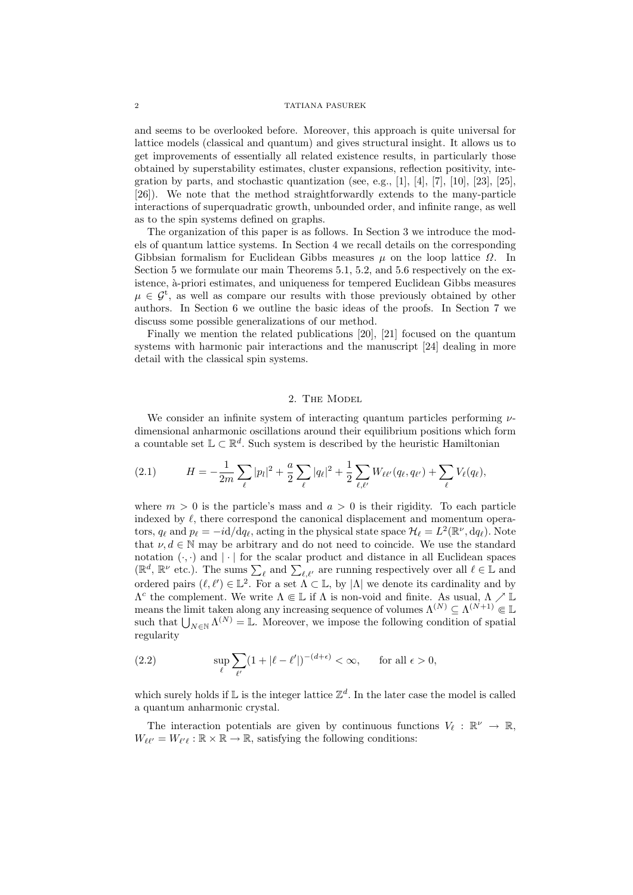and seems to be overlooked before. Moreover, this approach is quite universal for lattice models (classical and quantum) and gives structural insight. It allows us to get improvements of essentially all related existence results, in particularly those obtained by superstability estimates, cluster expansions, reflection positivity, integration by parts, and stochastic quantization (see, e.g., [1], [4], [7], [10], [23], [25], [26]). We note that the method straightforwardly extends to the many-particle interactions of superquadratic growth, unbounded order, and infinite range, as well as to the spin systems defined on graphs.

The organization of this paper is as follows. In Section 3 we introduce the models of quantum lattice systems. In Section 4 we recall details on the corresponding Gibbsian formalism for Euclidean Gibbs measures $\mu$ on the loop lattice $\Omega$. In Section 5 we formulate our main Theorems 5.1, 5.2, and 5.6 respectively on the existence, à-priori estimates, and uniqueness for tempered Euclidean Gibbs measures $\mu \in \mathcal{G}^{\mathrm{t}}$, as well as compare our results with those previously obtained by other authors. In Section 6 we outline the basic ideas of the proofs. In Section 7 we discuss some possible generalizations of our method.

Finally we mention the related publications [20], [21] focused on the quantum systems with harmonic pair interactions and the manuscript [24] dealing in more detail with the classical spin systems.

## 2. The Model

We consider an infinite system of interacting quantum particles performing $\nu$-dimensional anharmonic oscillations around their equilibrium positions which form a countable set $\mathbb{L} \subset \mathbb{R}^d$. Such system is described by the heuristic Hamiltonian

$$H = -\frac{1}{2m}\sum_{\ell} |p_l|^2 + \frac{a}{2}\sum_{\ell} |q_\ell|^2 + \frac{1}{2}\sum_{\ell,\ell'} W_{\ell\ell'}(q_\ell, q_{\ell'}) + \sum_{\ell} V_\ell(q_\ell), \tag{2.1}$$

where $m > 0$ is the particle's mass and $a > 0$ is their rigidity. To each particle indexed by $\ell$, there correspond the canonical displacement and momentum operators, $q_\ell$ and $p_\ell = -i\mathrm{d}/\mathrm{d}q_\ell$, acting in the physical state space $\mathcal{H}_\ell = L^2(\mathbb{R}^\nu, \mathrm{d}q_\ell)$. Note that $\nu, d \in \mathbb{N}$ may be arbitrary and do not need to coincide. We use the standard notation $(\cdot,\cdot)$ and $|\cdot|$ for the scalar product and distance in all Euclidean spaces ($\mathbb{R}^d$, $\mathbb{R}^\nu$ etc.). The sums $\sum_\ell$ and $\sum_{\ell,\ell'}$ are running respectively over all $\ell \in \mathbb{L}$ and ordered pairs $(\ell,\ell') \in \mathbb{L}^2$. For a set $\Lambda \subset \mathbb{L}$, by $|\Lambda|$ we denote its cardinality and by $\Lambda^c$ the complement. We write $\Lambda \Subset \mathbb{L}$ if $\Lambda$ is non-void and finite. As usual, $\Lambda \nearrow \mathbb{L}$ means the limit taken along any increasing sequence of volumes $\Lambda^{(N)} \subseteq \Lambda^{(N+1)} \Subset \mathbb{L}$ such that $\bigcup_{N\in\mathbb{N}} \Lambda^{(N)} = \mathbb{L}$. Moreover, we impose the following condition of spatial regularity

$$\sup_{\ell} \sum_{\ell'} (1 + |\ell - \ell'|)^{-(d+\epsilon)} < \infty, \qquad \text{for all } \epsilon > 0, \tag{2.2}$$

which surely holds if $\mathbb{L}$ is the integer lattice $\mathbb{Z}^d$. In the later case the model is called a quantum anharmonic crystal.

The interaction potentials are given by continuous functions $V_\ell : \mathbb{R}^\nu \to \mathbb{R}$, $W_{\ell\ell'} = W_{\ell'\ell} : \mathbb{R} \times \mathbb{R} \to \mathbb{R}$, satisfying the following conditions: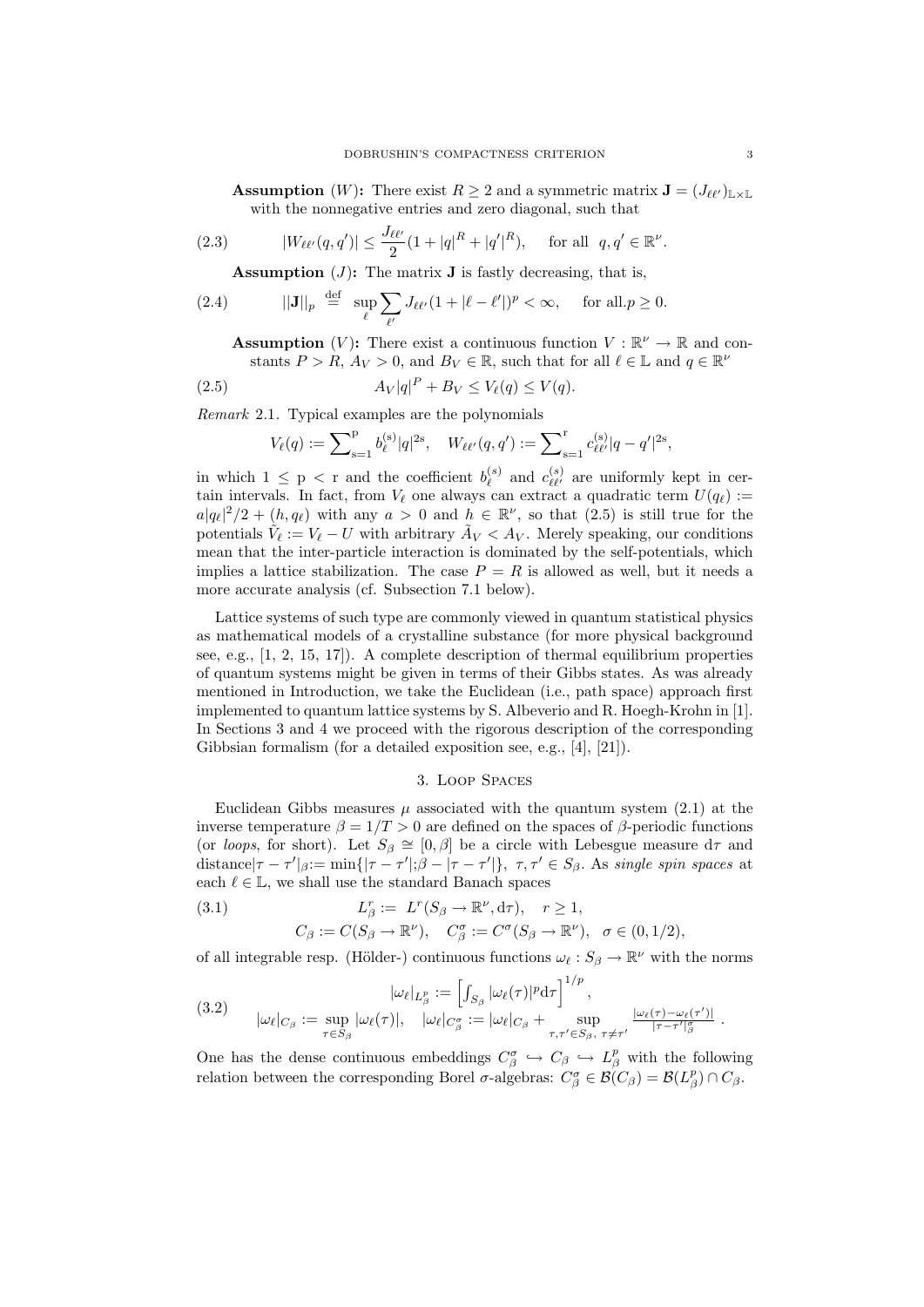**Assumption** $(W)$**:** There exist $R \geq 2$ and a symmetric matrix $\mathbf{J} = (J_{\ell\ell'})_{\mathbb{L}\times\mathbb{L}}$ with the nonnegative entries and zero diagonal, such that

$$|W_{\ell\ell'}(q,q')| \leq \frac{J_{\ell\ell'}}{2}(1+|q|^R+|q'|^R), \quad \text{for all } \ q,q' \in \mathbb{R}^\nu. \tag{2.3}$$

**Assumption** $(J)$**:** The matrix $\mathbf{J}$ is fastly decreasing, that is,

$$||\mathbf{J}||_p \stackrel{\text{def}}{=} \sup_\ell \sum_{\ell'} J_{\ell\ell'}(1+|\ell-\ell'|)^p < \infty, \quad \text{for all}.p \geq 0. \tag{2.4}$$

**Assumption** $(V)$**:** There exist a continuous function $V : \mathbb{R}^\nu \to \mathbb{R}$ and constants $P > R$, $A_V > 0$, and $B_V \in \mathbb{R}$, such that for all $\ell \in \mathbb{L}$ and $q \in \mathbb{R}^\nu$

$$A_V|q|^P + B_V \leq V_\ell(q) \leq V(q). \tag{2.5}$$

*Remark* 2.1. Typical examples are the polynomials

$$V_\ell(q) := \sum\nolimits_{\mathrm{s}=1}^{\mathrm{p}} b_\ell^{(\mathrm{s})}|q|^{2\mathrm{s}}, \quad W_{\ell\ell'}(q,q') := \sum\nolimits_{\mathrm{s}=1}^{\mathrm{r}} c_{\ell\ell'}^{(\mathrm{s})}|q-q'|^{2\mathrm{s}},$$

in which $1 \leq \mathrm{p} < \mathrm{r}$ and the coefficient $b_\ell^{(s)}$ and $c_{\ell\ell'}^{(s)}$ are uniformly kept in certain intervals. In fact, from $V_\ell$ one always can extract a quadratic term $U(q_\ell) := a|q_\ell|^2/2 + (h,q_\ell)$ with any $a > 0$ and $h \in \mathbb{R}^\nu$, so that (2.5) is still true for the potentials $\tilde{V}_\ell := V_\ell - U$ with arbitrary $\tilde{A}_V < A_V$. Merely speaking, our conditions mean that the inter-particle interaction is dominated by the self-potentials, which implies a lattice stabilization. The case $P = R$ is allowed as well, but it needs a more accurate analysis (cf. Subsection 7.1 below).

Lattice systems of such type are commonly viewed in quantum statistical physics as mathematical models of a crystalline substance (for more physical background see, e.g., [1, 2, 15, 17]). A complete description of thermal equilibrium properties of quantum systems might be given in terms of their Gibbs states. As was already mentioned in Introduction, we take the Euclidean (i.e., path space) approach first implemented to quantum lattice systems by S. Albeverio and R. Hoegh-Krohn in [1]. In Sections 3 and 4 we proceed with the rigorous description of the corresponding Gibbsian formalism (for a detailed exposition see, e.g., [4], [21]).

## 3. Loop Spaces

Euclidean Gibbs measures $\mu$ associated with the quantum system (2.1) at the inverse temperature $\beta = 1/T > 0$ are defined on the spaces of $\beta$-periodic functions (or *loops*, for short). Let $S_\beta \cong [0,\beta]$ be a circle with Lebesgue measure $\mathrm{d}\tau$ and distance$|\tau-\tau'|_\beta := \min\{|\tau-\tau'|; \beta - |\tau-\tau'|\}$, $\tau,\tau' \in S_\beta$. As *single spin spaces* at each $\ell \in \mathbb{L}$, we shall use the standard Banach spaces

$$\begin{aligned} &L_\beta^r := L^r(S_\beta \to \mathbb{R}^\nu, \mathrm{d}\tau), \quad r \geq 1, \\ &C_\beta := C(S_\beta \to \mathbb{R}^\nu), \quad C_\beta^\sigma := C^\sigma(S_\beta \to \mathbb{R}^\nu), \quad \sigma \in (0,1/2), \end{aligned} \tag{3.1}$$

of all integrable resp. (Hölder-) continuous functions $\omega_\ell : S_\beta \to \mathbb{R}^\nu$ with the norms

$$\begin{aligned} &|\omega_\ell|_{L_\beta^p} := \left[\int_{S_\beta} |\omega_\ell(\tau)|^p \mathrm{d}\tau\right]^{1/p}, \\ &|\omega_\ell|_{C_\beta} := \sup_{\tau\in S_\beta} |\omega_\ell(\tau)|, \quad |\omega_\ell|_{C_\beta^\sigma} := |\omega_\ell|_{C_\beta} + \sup_{\tau,\tau'\in S_\beta,\ \tau\neq\tau'} \frac{|\omega_\ell(\tau)-\omega_\ell(\tau')|}{|\tau-\tau'|_\beta^\sigma}\ . \end{aligned} \tag{3.2}$$

One has the dense continuous embeddings $C_\beta^\sigma \hookrightarrow C_\beta \hookrightarrow L_\beta^p$ with the following relation between the corresponding Borel $\sigma$-algebras: $C_\beta^\sigma \in \mathcal{B}(C_\beta) = \mathcal{B}(L_\beta^p) \cap C_\beta$.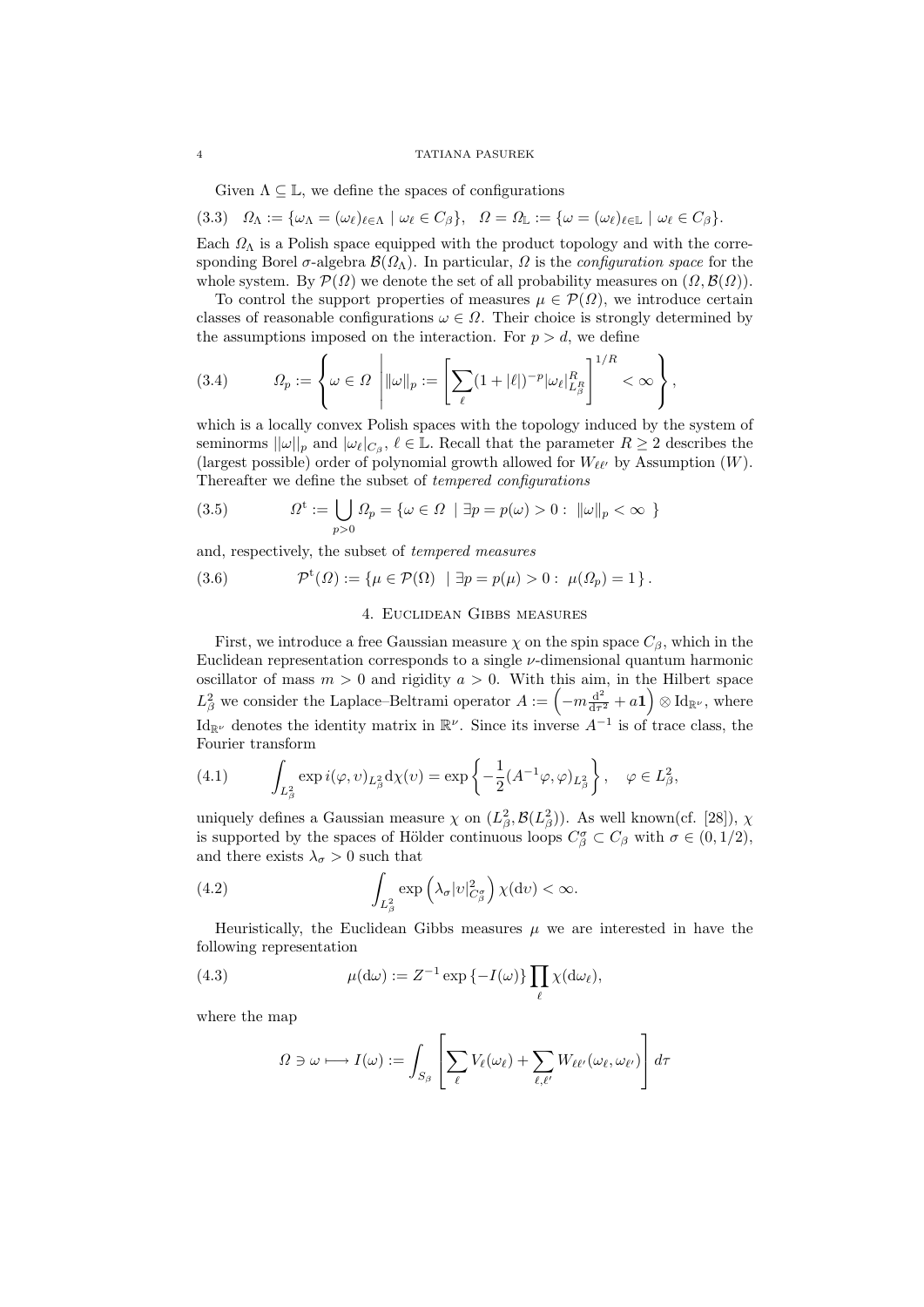Given $\Lambda \subseteq \mathbb{L}$, we define the spaces of configurations

$$
\Omega_\Lambda := \{\omega_\Lambda = (\omega_\ell)_{\ell\in\Lambda} \mid \omega_\ell \in C_\beta\}, \quad \Omega = \Omega_{\mathbb{L}} := \{\omega = (\omega_\ell)_{\ell\in\mathbb{L}} \mid \omega_\ell \in C_\beta\}. \tag{3.3}
$$

Each $\Omega_\Lambda$ is a Polish space equipped with the product topology and with the corresponding Borel $\sigma$-algebra $\mathcal{B}(\Omega_\Lambda)$. In particular, $\Omega$ is the *configuration space* for the whole system. By $\mathcal{P}(\Omega)$ we denote the set of all probability measures on $(\Omega, \mathcal{B}(\Omega))$.

To control the support properties of measures $\mu \in \mathcal{P}(\Omega)$, we introduce certain classes of reasonable configurations $\omega \in \Omega$. Their choice is strongly determined by the assumptions imposed on the interaction. For $p > d$, we define

$$
\Omega_p := \left\{ \omega \in \Omega \;\middle|\; \|\omega\|_p := \left[ \sum_\ell (1+|\ell|)^{-p} |\omega_\ell|^R_{L^R_\beta} \right]^{1/R} < \infty \right\}, \tag{3.4}
$$

which is a locally convex Polish spaces with the topology induced by the system of seminorms $\|\omega\|_p$ and $|\omega_\ell|_{C_\beta}$, $\ell \in \mathbb{L}$. Recall that the parameter $R \geq 2$ describes the (largest possible) order of polynomial growth allowed for $W_{\ell\ell'}$ by Assumption $(W)$. Thereafter we define the subset of *tempered configurations*

$$
\Omega^{\mathrm{t}} := \bigcup_{p>0} \Omega_p = \{\omega \in \Omega \mid \exists p = p(\omega) > 0 : \; \|\omega\|_p < \infty \} \tag{3.5}
$$

and, respectively, the subset of *tempered measures*

$$
\mathcal{P}^{\mathrm{t}}(\Omega) := \{\mu \in \mathcal{P}(\Omega) \mid \exists p = p(\mu) > 0 : \; \mu(\Omega_p) = 1\}. \tag{3.6}
$$

## 4. Euclidean Gibbs measures

First, we introduce a free Gaussian measure $\chi$ on the spin space $C_\beta$, which in the Euclidean representation corresponds to a single $\nu$-dimensional quantum harmonic oscillator of mass $m > 0$ and rigidity $a > 0$. With this aim, in the Hilbert space $L^2_\beta$ we consider the Laplace–Beltrami operator $A := \left(-m\frac{\mathrm{d}^2}{\mathrm{d}\tau^2} + a\mathbf{1}\right) \otimes \mathrm{Id}_{\mathbb{R}^\nu}$, where $\mathrm{Id}_{\mathbb{R}^\nu}$ denotes the identity matrix in $\mathbb{R}^\nu$. Since its inverse $A^{-1}$ is of trace class, the Fourier transform

$$
\int_{L^2_\beta} \exp i(\varphi, \upsilon)_{L^2_\beta} \mathrm{d}\chi(\upsilon) = \exp\left\{ -\frac{1}{2}(A^{-1}\varphi, \varphi)_{L^2_\beta} \right\}, \quad \varphi \in L^2_\beta, \tag{4.1}
$$

uniquely defines a Gaussian measure $\chi$ on $(L^2_\beta, \mathcal{B}(L^2_\beta))$. As well known(cf. [28]), $\chi$ is supported by the spaces of Hölder continuous loops $C^\sigma_\beta \subset C_\beta$ with $\sigma \in (0, 1/2)$, and there exists $\lambda_\sigma > 0$ such that

$$
\int_{L^2_\beta} \exp\left(\lambda_\sigma |\upsilon|^2_{C^\sigma_\beta}\right) \chi(\mathrm{d}\upsilon) < \infty. \tag{4.2}
$$

Heuristically, the Euclidean Gibbs measures $\mu$ we are interested in have the following representation

$$
\mu(\mathrm{d}\omega) := Z^{-1} \exp\{-I(\omega)\} \prod_\ell \chi(\mathrm{d}\omega_\ell), \tag{4.3}
$$

where the map

$$
\Omega \ni \omega \longmapsto I(\omega) := \int_{S_\beta} \left[ \sum_\ell V_\ell(\omega_\ell) + \sum_{\ell,\ell'} W_{\ell\ell'}(\omega_\ell, \omega_{\ell'}) \right] d\tau
$$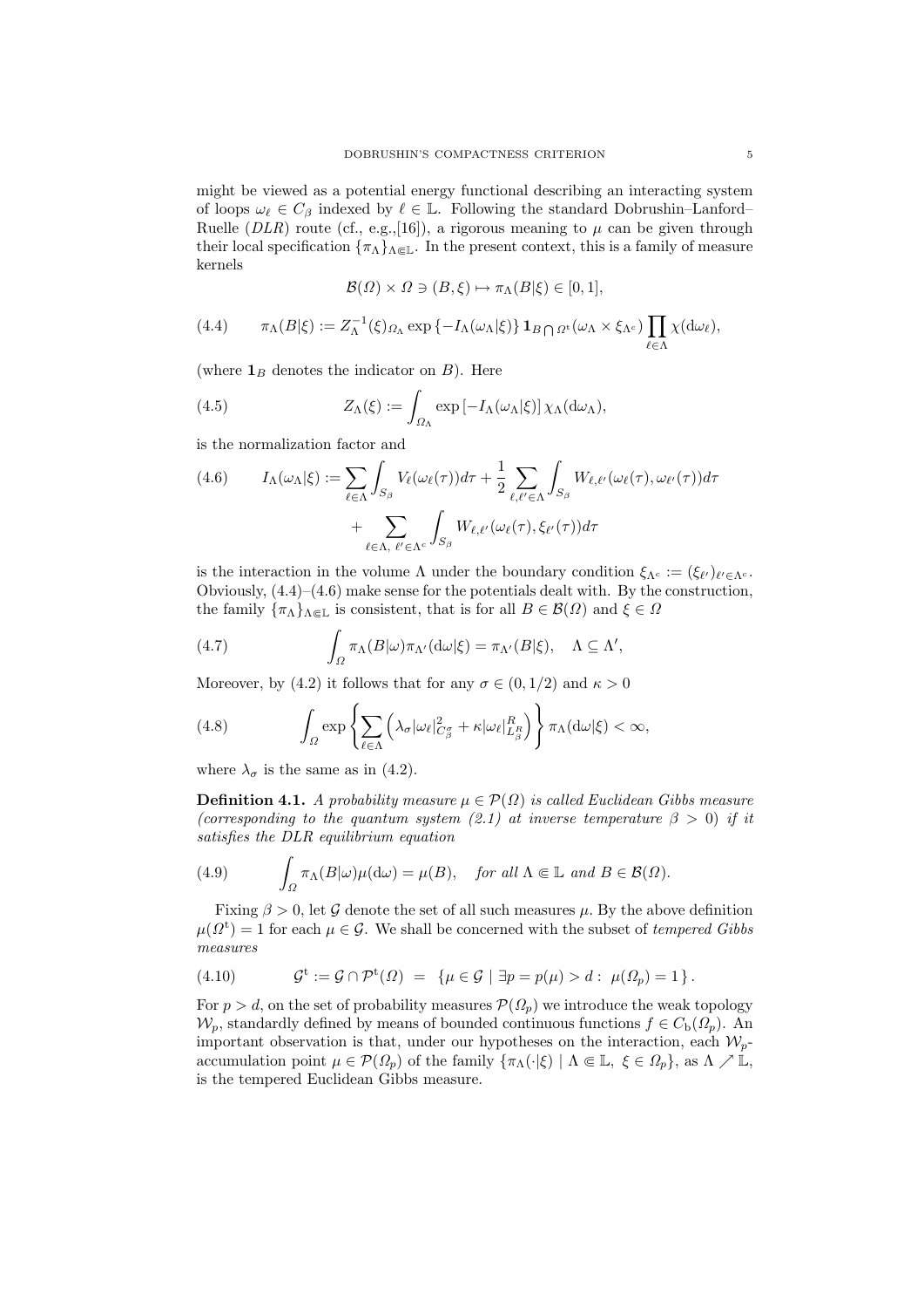might be viewed as a potential energy functional describing an interacting system of loops $\omega_\ell \in C_\beta$ indexed by $\ell \in \mathbb{L}$. Following the standard Dobrushin–Lanford–Ruelle ($DLR$) route (cf., e.g.,[16]), a rigorous meaning to $\mu$ can be given through their local specification $\{\pi_\Lambda\}_{\Lambda \Subset \mathbb{L}}$. In the present context, this is a family of measure kernels

$$\mathcal{B}(\Omega) \times \Omega \ni (B, \xi) \mapsto \pi_\Lambda(B|\xi) \in [0,1],$$

$$\pi_\Lambda(B|\xi) := Z_\Lambda^{-1}(\xi)_{\Omega_\Lambda} \exp\left\{-I_\Lambda(\omega_\Lambda|\xi)\right\} \mathbf{1}_{B \bigcap \Omega^{\mathrm{t}}}(\omega_\Lambda \times \xi_{\Lambda^c}) \prod_{\ell \in \Lambda} \chi(\mathrm{d}\omega_\ell), \tag{4.4}$$

(where $\mathbf{1}_B$ denotes the indicator on $B$). Here

$$Z_\Lambda(\xi) := \int_{\Omega_\Lambda} \exp\left[-I_\Lambda(\omega_\Lambda|\xi)\right] \chi_\Lambda(\mathrm{d}\omega_\Lambda), \tag{4.5}$$

is the normalization factor and

$$\begin{aligned} I_\Lambda(\omega_\Lambda|\xi) := \sum_{\ell \in \Lambda} \int_{S_\beta} V_\ell(\omega_\ell(\tau)) d\tau + \frac{1}{2} \sum_{\ell, \ell' \in \Lambda} \int_{S_\beta} W_{\ell,\ell'}(\omega_\ell(\tau), \omega_{\ell'}(\tau)) d\tau \\ + \sum_{\ell \in \Lambda,\ \ell' \in \Lambda^c} \int_{S_\beta} W_{\ell,\ell'}(\omega_\ell(\tau), \xi_{\ell'}(\tau)) d\tau \end{aligned} \tag{4.6}$$

is the interaction in the volume $\Lambda$ under the boundary condition $\xi_{\Lambda^c} := (\xi_{\ell'})_{\ell' \in \Lambda^c}$. Obviously, (4.4)–(4.6) make sense for the potentials dealt with. By the construction, the family $\{\pi_\Lambda\}_{\Lambda \Subset \mathbb{L}}$ is consistent, that is for all $B \in \mathcal{B}(\Omega)$ and $\xi \in \Omega$

$$\int_\Omega \pi_\Lambda(B|\omega) \pi_{\Lambda'}(\mathrm{d}\omega|\xi) = \pi_{\Lambda'}(B|\xi), \quad \Lambda \subseteq \Lambda', \tag{4.7}$$

Moreover, by (4.2) it follows that for any $\sigma \in (0, 1/2)$ and $\kappa > 0$

$$\int_\Omega \exp\left\{\sum_{\ell \in \Lambda} \left(\lambda_\sigma |\omega_\ell|^2_{C^\sigma_\beta} + \kappa |\omega_\ell|^R_{L^R_\beta}\right)\right\} \pi_\Lambda(\mathrm{d}\omega|\xi) < \infty, \tag{4.8}$$

where $\lambda_\sigma$ is the same as in (4.2).

**Definition 4.1.** *A probability measure $\mu \in \mathcal{P}(\Omega)$ is called Euclidean Gibbs measure (corresponding to the quantum system (2.1) at inverse temperature $\beta > 0$) if it satisfies the DLR equilibrium equation*

$$\int_\Omega \pi_\Lambda(B|\omega)\mu(\mathrm{d}\omega) = \mu(B), \quad \textit{for all } \Lambda \Subset \mathbb{L} \textit{ and } B \in \mathcal{B}(\Omega). \tag{4.9}$$

Fixing $\beta > 0$, let $\mathcal{G}$ denote the set of all such measures $\mu$. By the above definition $\mu(\Omega^{\mathrm{t}}) = 1$ for each $\mu \in \mathcal{G}$. We shall be concerned with the subset of *tempered Gibbs measures*

$$\mathcal{G}^{\mathrm{t}} := \mathcal{G} \cap \mathcal{P}^{\mathrm{t}}(\Omega) \ = \ \left\{\mu \in \mathcal{G} \mid \exists p = p(\mu) > d : \ \mu(\Omega_p) = 1\right\}. \tag{4.10}$$

For $p > d$, on the set of probability measures $\mathcal{P}(\Omega_p)$ we introduce the weak topology $\mathcal{W}_p$, standardly defined by means of bounded continuous functions $f \in C_{\mathrm{b}}(\Omega_p)$. An important observation is that, under our hypotheses on the interaction, each $\mathcal{W}_p$-accumulation point $\mu \in \mathcal{P}(\Omega_p)$ of the family $\{\pi_\Lambda(\cdot|\xi) \mid \Lambda \Subset \mathbb{L},\ \xi \in \Omega_p\}$, as $\Lambda \nearrow \mathbb{L}$, is the tempered Euclidean Gibbs measure.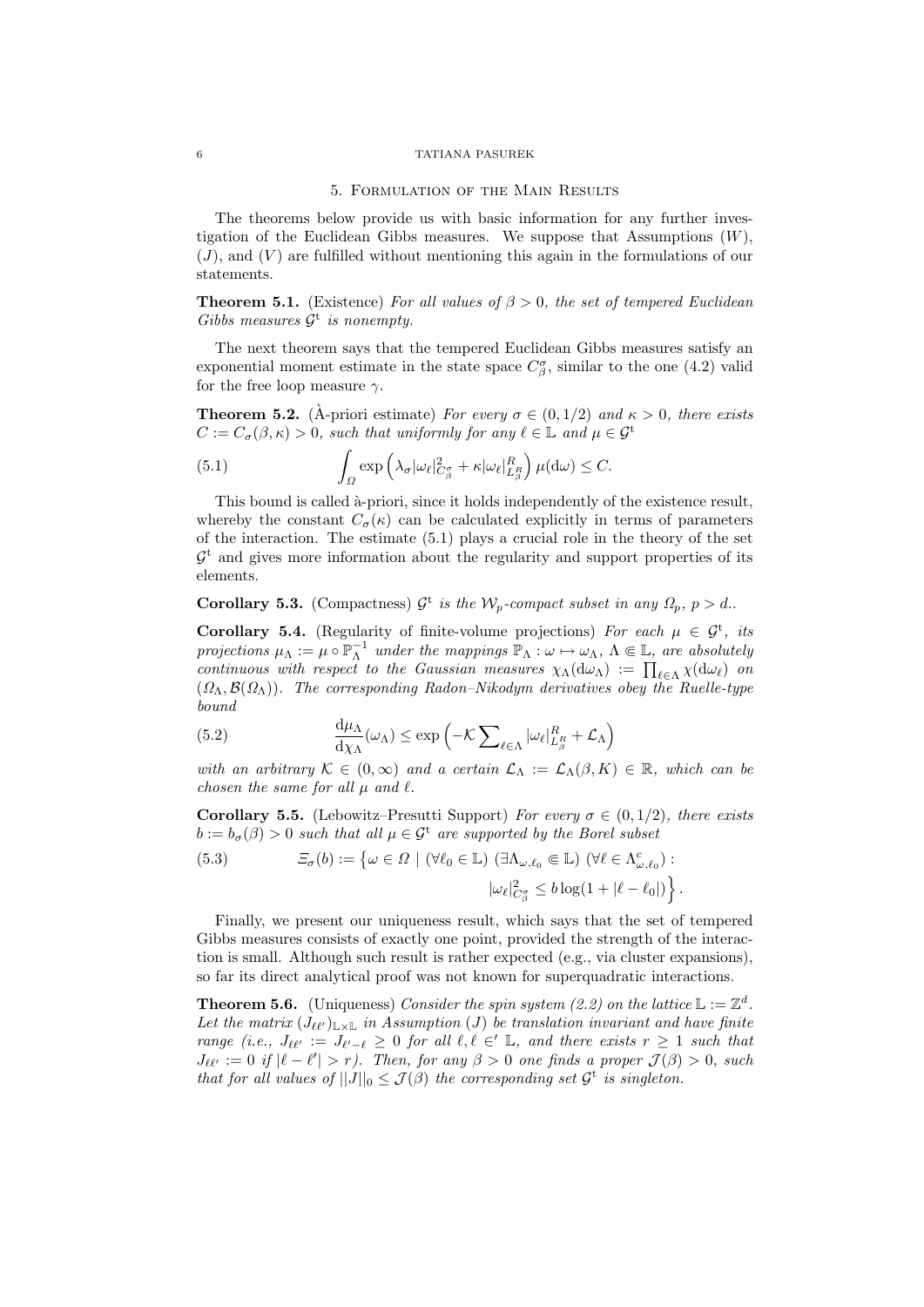## 5. Formulation of the Main Results

The theorems below provide us with basic information for any further investigation of the Euclidean Gibbs measures. We suppose that Assumptions $(W)$, $(J)$, and $(V)$ are fulfilled without mentioning this again in the formulations of our statements.

**Theorem 5.1.** (Existence) *For all values of $\beta > 0$, the set of tempered Euclidean Gibbs measures $\mathcal{G}^{\mathrm{t}}$ is nonempty.*

The next theorem says that the tempered Euclidean Gibbs measures satisfy an exponential moment estimate in the state space $C^{\sigma}_{\beta}$, similar to the one (4.2) valid for the free loop measure $\gamma$.

**Theorem 5.2.** (À-priori estimate) *For every $\sigma \in (0, 1/2)$ and $\kappa > 0$, there exists $C := C_{\sigma}(\beta, \kappa) > 0$, such that uniformly for any $\ell \in \mathbb{L}$ and $\mu \in \mathcal{G}^{\mathrm{t}}$*

$$\int_{\Omega} \exp\left( \lambda_{\sigma} |\omega_{\ell}|^2_{C^{\sigma}_{\beta}} + \kappa |\omega_{\ell}|^R_{L^R_{\beta}} \right) \mu(\mathrm{d}\omega) \leq C. \tag{5.1}$$

This bound is called à-priori, since it holds independently of the existence result, whereby the constant $C_{\sigma}(\kappa)$ can be calculated explicitly in terms of parameters of the interaction. The estimate (5.1) plays a crucial role in the theory of the set $\mathcal{G}^{\mathrm{t}}$ and gives more information about the regularity and support properties of its elements.

**Corollary 5.3.** (Compactness) *$\mathcal{G}^{\mathrm{t}}$ is the $\mathcal{W}_p$-compact subset in any $\Omega_p$, $p > d$.*.

**Corollary 5.4.** (Regularity of finite-volume projections) *For each $\mu \in \mathcal{G}^{\mathrm{t}}$, its projections $\mu_{\Lambda} := \mu \circ \mathbb{P}_{\Lambda}^{-1}$ under the mappings $\mathbb{P}_{\Lambda} : \omega \mapsto \omega_{\Lambda}$, $\Lambda \Subset \mathbb{L}$, are absolutely continuous with respect to the Gaussian measures $\chi_{\Lambda}(\mathrm{d}\omega_{\Lambda}) := \prod_{\ell \in \Lambda} \chi(\mathrm{d}\omega_{\ell})$ on $(\Omega_{\Lambda}, \mathcal{B}(\Omega_{\Lambda}))$. The corresponding Radon–Nikodym derivatives obey the Ruelle-type bound*

$$\frac{\mathrm{d}\mu_{\Lambda}}{\mathrm{d}\chi_{\Lambda}}(\omega_{\Lambda}) \leq \exp\left( -\mathcal{K} \sum\nolimits_{\ell \in \Lambda} |\omega_{\ell}|^R_{L^R_{\beta}} + \mathcal{L}_{\Lambda} \right) \tag{5.2}$$

*with an arbitrary $\mathcal{K} \in (0, \infty)$ and a certain $\mathcal{L}_{\Lambda} := \mathcal{L}_{\Lambda}(\beta, K) \in \mathbb{R}$, which can be chosen the same for all $\mu$ and $\ell$.*

**Corollary 5.5.** (Lebowitz–Presutti Support) *For every $\sigma \in (0, 1/2)$, there exists $b := b_{\sigma}(\beta) > 0$ such that all $\mu \in \mathcal{G}^{\mathrm{t}}$ are supported by the Borel subset*

$$\begin{aligned} \Xi_{\sigma}(b) := \big\{ \omega \in \Omega \mid (\forall \ell_0 \in \mathbb{L}) \; (\exists \Lambda_{\omega, \ell_0} \Subset \mathbb{L}) \; (\forall \ell \in \Lambda^c_{\omega, \ell_0}) : \\ |\omega_{\ell}|^2_{C^{\sigma}_{\beta}} \leq b \log(1 + |\ell - \ell_0|) \big\}. \end{aligned} \tag{5.3}$$

Finally, we present our uniqueness result, which says that the set of tempered Gibbs measures consists of exactly one point, provided the strength of the interaction is small. Although such result is rather expected (e.g., via cluster expansions), so far its direct analytical proof was not known for superquadratic interactions.

**Theorem 5.6.** (Uniqueness) *Consider the spin system (2.2) on the lattice $\mathbb{L} := \mathbb{Z}^d$. Let the matrix $(J_{\ell\ell'})_{\mathbb{L} \times \mathbb{L}}$ in Assumption $(J)$ be translation invariant and have finite range (i.e., $J_{\ell\ell'} := J_{\ell' - \ell} \geq 0$ for all $\ell, \ell \in' \mathbb{L}$, and there exists $r \geq 1$ such that $J_{\ell\ell'} := 0$ if $|\ell - \ell'| > r$). Then, for any $\beta > 0$ one finds a proper $\mathcal{J}(\beta) > 0$, such that for all values of $||J||_0 \leq \mathcal{J}(\beta)$ the corresponding set $\mathcal{G}^{\mathrm{t}}$ is singleton.*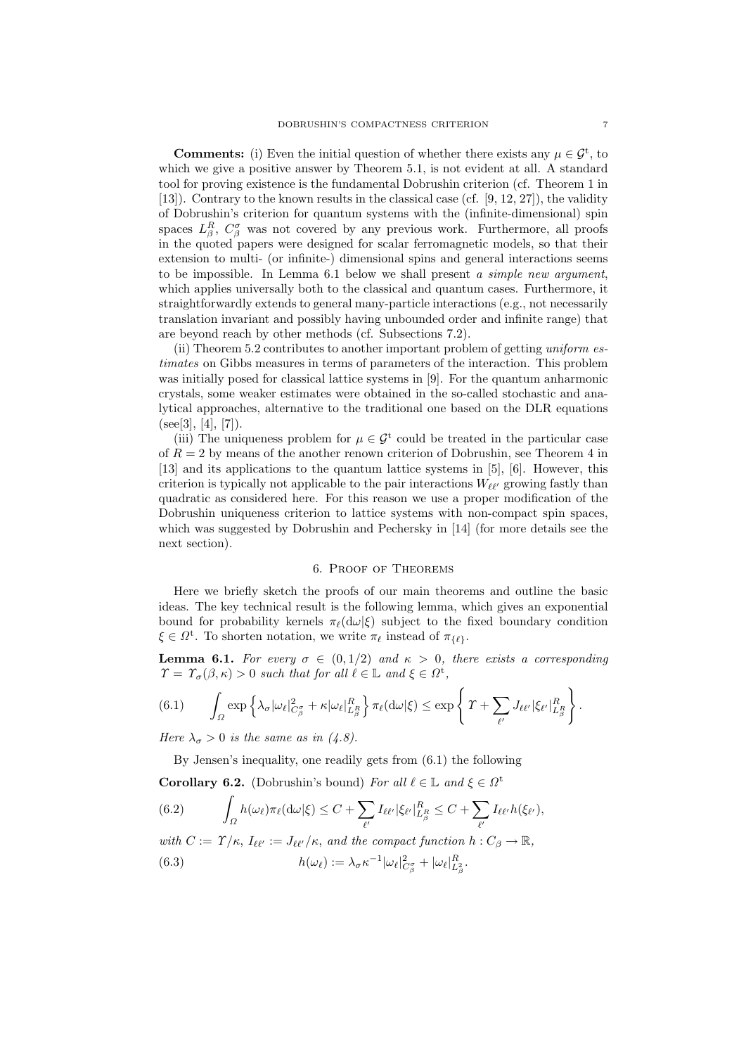**Comments:** (i) Even the initial question of whether there exists any $\mu \in \mathcal{G}^{\mathrm{t}}$, to which we give a positive answer by Theorem 5.1, is not evident at all. A standard tool for proving existence is the fundamental Dobrushin criterion (cf. Theorem 1 in [13]). Contrary to the known results in the classical case (cf. [9, 12, 27]), the validity of Dobrushin's criterion for quantum systems with the (infinite-dimensional) spin spaces $L^R_\beta$, $C^\sigma_\beta$ was not covered by any previous work. Furthermore, all proofs in the quoted papers were designed for scalar ferromagnetic models, so that their extension to multi- (or infinite-) dimensional spins and general interactions seems to be impossible. In Lemma 6.1 below we shall present *a simple new argument*, which applies universally both to the classical and quantum cases. Furthermore, it straightforwardly extends to general many-particle interactions (e.g., not necessarily translation invariant and possibly having unbounded order and infinite range) that are beyond reach by other methods (cf. Subsections 7.2).

(ii) Theorem 5.2 contributes to another important problem of getting *uniform estimates* on Gibbs measures in terms of parameters of the interaction. This problem was initially posed for classical lattice systems in [9]. For the quantum anharmonic crystals, some weaker estimates were obtained in the so-called stochastic and analytical approaches, alternative to the traditional one based on the DLR equations (see[3], [4], [7]).

(iii) The uniqueness problem for $\mu \in \mathcal{G}^{\mathrm{t}}$ could be treated in the particular case of $R = 2$ by means of the another renown criterion of Dobrushin, see Theorem 4 in [13] and its applications to the quantum lattice systems in [5], [6]. However, this criterion is typically not applicable to the pair interactions $W_{\ell\ell'}$ growing fastly than quadratic as considered here. For this reason we use a proper modification of the Dobrushin uniqueness criterion to lattice systems with non-compact spin spaces, which was suggested by Dobrushin and Pechersky in [14] (for more details see the next section).

## 6. Proof of Theorems

Here we briefly sketch the proofs of our main theorems and outline the basic ideas. The key technical result is the following lemma, which gives an exponential bound for probability kernels $\pi_\ell(\mathrm{d}\omega|\xi)$ subject to the fixed boundary condition $\xi \in \Omega^{\mathrm{t}}$. To shorten notation, we write $\pi_\ell$ instead of $\pi_{\{\ell\}}$.

**Lemma 6.1.** *For every $\sigma \in (0, 1/2)$ and $\kappa > 0$, there exists a corresponding $\Upsilon = \Upsilon_\sigma(\beta, \kappa) > 0$ such that for all $\ell \in \mathbb{L}$ and $\xi \in \Omega^{\mathrm{t}}$,*

$$
(6.1) \qquad \int_\Omega \exp\left\{\lambda_\sigma |\omega_\ell|^2_{C^\sigma_\beta} + \kappa |\omega_\ell|^R_{L^R_\beta}\right\} \pi_\ell(\mathrm{d}\omega|\xi) \le \exp\left\{ \Upsilon + \sum_{\ell'} J_{\ell\ell'} |\xi_{\ell'}|^R_{L^R_\beta} \right\}.
$$

*Here $\lambda_\sigma > 0$ is the same as in (4.8).*

By Jensen's inequality, one readily gets from (6.1) the following

**Corollary 6.2.** (Dobrushin's bound) *For all $\ell \in \mathbb{L}$ and $\xi \in \Omega^{\mathrm{t}}$*

$$
(6.2) \qquad \int_\Omega h(\omega_\ell)\pi_\ell(\mathrm{d}\omega|\xi) \le C + \sum_{\ell'} I_{\ell\ell'} |\xi_{\ell'}|^R_{L^R_\beta} \le C + \sum_{\ell'} I_{\ell\ell'} h(\xi_{\ell'}),
$$

*with $C := \Upsilon/\kappa$, $I_{\ell\ell'} := J_{\ell\ell'}/\kappa$, and the compact function $h : C_\beta \to \mathbb{R}$,*

$$
(6.3) \qquad h(\omega_\ell) := \lambda_\sigma \kappa^{-1} |\omega_\ell|^2_{C^\sigma_\beta} + |\omega_\ell|^R_{L^2_\beta}.
$$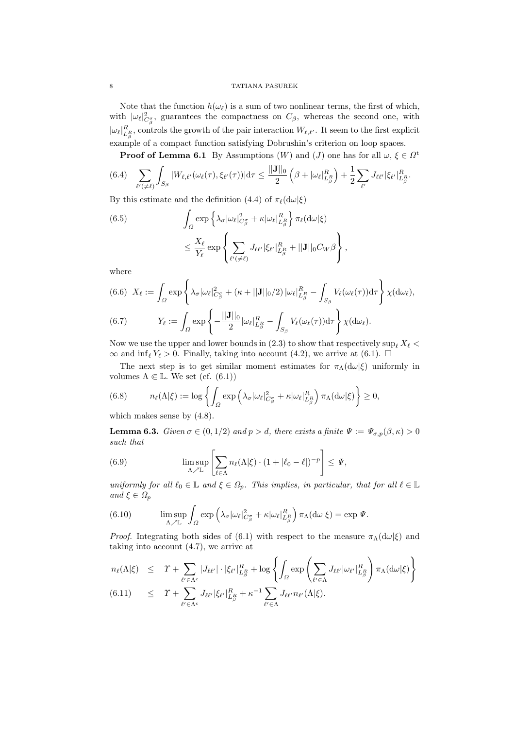Note that the function $h(\omega_\ell)$ is a sum of two nonlinear terms, the first of which, with $|\omega_\ell|^2_{C^\sigma_\beta}$, guarantees the compactness on $C_\beta$, whereas the second one, with $|\omega_\ell|^R_{L^R_\beta}$, controls the growth of the pair interaction $W_{\ell,\ell'}$. It seem to the first explicit example of a compact function satisfying Dobrushin's criterion on loop spaces.

**Proof of Lemma 6.1** By Assumptions $(W)$ and $(J)$ one has for all $\omega,\, \xi \in \Omega^{\rm t}$

$$
(6.4)\quad \sum_{\ell'(\neq \ell)} \int_{S_\beta} |W_{\ell,\ell'}(\omega_\ell(\tau), \xi_{\ell'}(\tau))| \mathrm{d}\tau \leq \frac{||\mathbf{J}||_0}{2} \left( \beta + |\omega_\ell|^R_{L^R_\beta} \right) + \frac{1}{2} \sum_{\ell'} J_{\ell\ell'} |\xi_{\ell'}|^R_{L^R_\beta}.
$$

By this estimate and the definition (4.4) of $\pi_\ell(\mathrm{d}\omega|\xi)$

$$
(6.5)\quad \begin{aligned} &\int_\Omega \exp\left\{ \lambda_\sigma |\omega_\ell|^2_{C^\sigma_\beta} + \kappa |\omega_\ell|^R_{L^R_\beta} \right\} \pi_\ell(\mathrm{d}\omega|\xi) \\ &\leq \frac{X_\ell}{Y_\ell} \exp\left\{ \sum_{\ell'(\neq \ell)} J_{\ell\ell'} |\xi_{\ell'}|^R_{L^R_\beta} + ||\mathbf{J}||_0 C_W \beta \right\}, \end{aligned}
$$

where

$$
(6.6)\quad X_\ell := \int_\Omega \exp\left\{ \lambda_\sigma |\omega_\ell|^2_{C^\sigma_\beta} + (\kappa + ||\mathbf{J}||_0/2)\, |\omega_\ell|^R_{L^R_\beta} - \int_{S_\beta} V_\ell(\omega_\ell(\tau)) \mathrm{d}\tau \right\} \chi(\mathrm{d}\omega_\ell),
$$

$$
(6.7)\quad Y_\ell := \int_\Omega \exp\left\{ -\frac{||\mathbf{J}||_0}{2} |\omega_\ell|^R_{L^R_\beta} - \int_{S_\beta} V_\ell(\omega_\ell(\tau)) \mathrm{d}\tau \right\} \chi(\mathrm{d}\omega_\ell).
$$

Now we use the upper and lower bounds in (2.3) to show that respectively $\sup_\ell X_\ell < \infty$ and $\inf_\ell Y_\ell > 0$. Finally, taking into account (4.2), we arrive at (6.1). $\square$

The next step is to get similar moment estimates for $\pi_\Lambda(\mathrm{d}\omega|\xi)$ uniformly in volumes $\Lambda \Subset \mathbb{L}$. We set (cf. (6.1))

$$
(6.8)\quad n_\ell(\Lambda|\xi) := \log\left\{ \int_\Omega \exp\left( \lambda_\sigma |\omega_\ell|^2_{C^\sigma_\beta} + \kappa |\omega_\ell|^R_{L^R_\beta} \right) \pi_\Lambda(\mathrm{d}\omega|\xi) \right\} \geq 0,
$$

which makes sense by (4.8).

**Lemma 6.3.** *Given $\sigma \in (0, 1/2)$ and $p > d$, there exists a finite $\Psi := \Psi_{\sigma,p}(\beta, \kappa) > 0$ such that*

$$
(6.9)\quad \limsup_{\Lambda \nearrow \mathbb{L}} \left[ \sum_{\ell \in \Lambda} n_\ell(\Lambda|\xi) \cdot (1 + |\ell_0 - \ell|)^{-p} \right] \leq \Psi,
$$

*uniformly for all $\ell_0 \in \mathbb{L}$ and $\xi \in \Omega_p$. This implies, in particular, that for all $\ell \in \mathbb{L}$ and $\xi \in \Omega_p$*

$$
(6.10)\quad \limsup_{\Lambda \nearrow \mathbb{L}} \int_\Omega \exp\left( \lambda_\sigma |\omega_\ell|^2_{C^\sigma_\beta} + \kappa |\omega_\ell|^R_{L^R_\beta} \right) \pi_\Lambda(\mathrm{d}\omega|\xi) = \exp \Psi.
$$

*Proof.* Integrating both sides of (6.1) with respect to the measure $\pi_\Lambda(\mathrm{d}\omega|\xi)$ and taking into account (4.7), we arrive at

$$
\begin{aligned}
n_\ell(\Lambda|\xi) &\leq \Upsilon + \sum_{\ell' \in \Lambda^c} |J_{\ell\ell'}| \cdot |\xi_{\ell'}|^R_{L^R_\beta} + \log\left\{ \int_\Omega \exp\left( \sum_{\ell' \in \Lambda} J_{\ell\ell'} |\omega_{\ell'}|^R_{L^R_\beta} \right) \pi_\Lambda(\mathrm{d}\omega|\xi) \right\} \\
(6.11)\quad &\leq \Upsilon + \sum_{\ell' \in \Lambda^c} J_{\ell\ell'} |\xi_{\ell'}|^R_{L^R_\beta} + \kappa^{-1} \sum_{\ell' \in \Lambda} J_{\ell\ell'} n_{\ell'}(\Lambda|\xi).
\end{aligned}
$$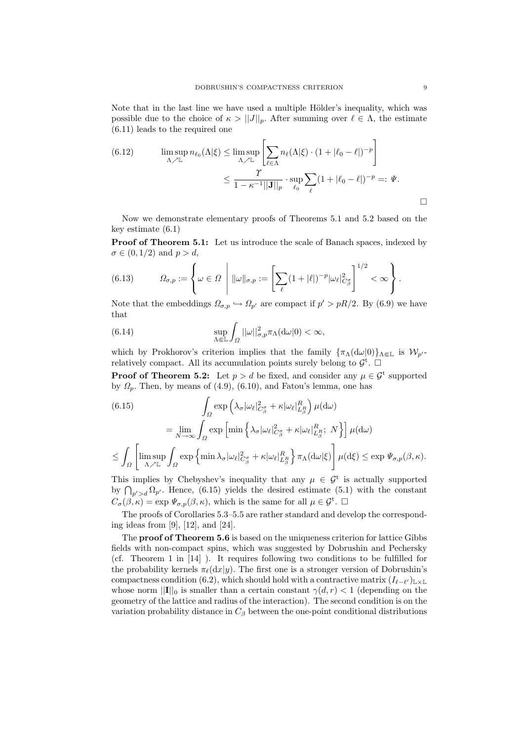Note that in the last line we have used a multiple Hölder's inequality, which was possible due to the choice of $\kappa > ||J||_p$. After summing over $\ell \in \Lambda$, the estimate (6.11) leads to the required one

$$
\begin{aligned}
\limsup_{\Lambda \nearrow \mathbb{L}} n_{\ell_0}(\Lambda|\xi) &\le \limsup_{\Lambda \nearrow \mathbb{L}} \left[ \sum_{\ell \in \Lambda} n_\ell(\Lambda|\xi) \cdot (1 + |\ell_0 - \ell|)^{-p} \right] \\
&\le \frac{\Upsilon}{1 - \kappa^{-1}||\mathbf{J}||_p} \cdot \sup_{\ell_0} \sum_\ell (1 + |\ell_0 - \ell|)^{-p} =: \Psi.
\end{aligned}
\tag{6.12}
$$

□

Now we demonstrate elementary proofs of Theorems 5.1 and 5.2 based on the key estimate (6.1)

**Proof of Theorem 5.1:** Let us introduce the scale of Banach spaces, indexed by $\sigma \in (0, 1/2)$ and $p > d$,

$$
\Omega_{\sigma,p} := \left\{ \omega \in \Omega \;\middle|\; ||\omega||_{\sigma,p} := \left[ \sum_\ell (1 + |\ell|)^{-p} |\omega_\ell|^2_{C^\sigma_\beta} \right]^{1/2} < \infty \right\}.
\tag{6.13}
$$

Note that the embeddings $\Omega_{\sigma,p} \hookrightarrow \Omega_{p'}$ are compact if $p' > pR/2$. By (6.9) we have that

$$
\sup_{\Lambda \Subset \mathbb{L}} \int_\Omega ||\omega||^2_{\sigma,p} \pi_\Lambda(\mathrm{d}\omega|0) < \infty,
\tag{6.14}
$$

which by Prokhorov's criterion implies that the family $\{\pi_\Lambda(\mathrm{d}\omega|0)\}_{\Lambda \Subset \mathbb{L}}$ is $\mathcal{W}_{p'}$-relatively compact. All its accumulation points surely belong to $\mathcal{G}^{\mathrm{t}}$. □

**Proof of Theorem 5.2:** Let $p > d$ be fixed, and consider any $\mu \in \mathcal{G}^{\mathrm{t}}$ supported by $\Omega_p$. Then, by means of (4.9), (6.10), and Fatou's lemma, one has

$$
\begin{aligned}
&\int_\Omega \exp\left( \lambda_\sigma |\omega_\ell|^2_{C^\sigma_\beta} + \kappa |\omega_\ell|^R_{L^R_\beta} \right) \mu(\mathrm{d}\omega) \\
&\quad = \lim_{N \to \infty} \int_\Omega \exp\left[ \min\left\{ \lambda_\sigma |\omega_\ell|^2_{C^\sigma_\beta} + \kappa |\omega_\ell|^R_{L^R_\beta};\ N \right\} \right] \mu(\mathrm{d}\omega) \\
&\le \int_\Omega \left[ \limsup_{\Lambda \nearrow \mathbb{L}} \int_\Omega \exp\left\{ \min \lambda_\sigma |\omega_\ell|^2_{C^\sigma_\beta} + \kappa |\omega_\ell|^R_{L^R_\beta} \right\} \pi_\Lambda(\mathrm{d}\omega|\xi) \right] \mu(\mathrm{d}\xi) \le \exp \Psi_{\sigma,p}(\beta, \kappa).
\end{aligned}
\tag{6.15}
$$

This implies by Chebyshev's inequality that any $\mu \in \mathcal{G}^{\mathrm{t}}$ is actually supported by $\bigcap_{p' > d} \Omega_{p'}$. Hence, (6.15) yields the desired estimate (5.1) with the constant $C_\sigma(\beta, \kappa) = \exp \Psi_{\sigma,p}(\beta, \kappa)$, which is the same for all $\mu \in \mathcal{G}^{\mathrm{t}}$. □

The proofs of Corollaries 5.3–5.5 are rather standard and develop the corresponding ideas from [9], [12], and [24].

The **proof of Theorem 5.6** is based on the uniqueness criterion for lattice Gibbs fields with non-compact spins, which was suggested by Dobrushin and Pechersky (cf. Theorem 1 in [14] ). It requires following two conditions to be fulfilled for the probability kernels $\pi_\ell(\mathrm{d}x|y)$. The first one is a stronger version of Dobrushin's compactness condition (6.2), which should hold with a contractive matrix $(I_{\ell - \ell'})_{\mathbb{L} \times \mathbb{L}}$ whose norm $||\mathbf{I}||_0$ is smaller than a certain constant $\gamma(d, r) < 1$ (depending on the geometry of the lattice and radius of the interaction). The second condition is on the variation probability distance in $C_\beta$ between the one-point conditional distributions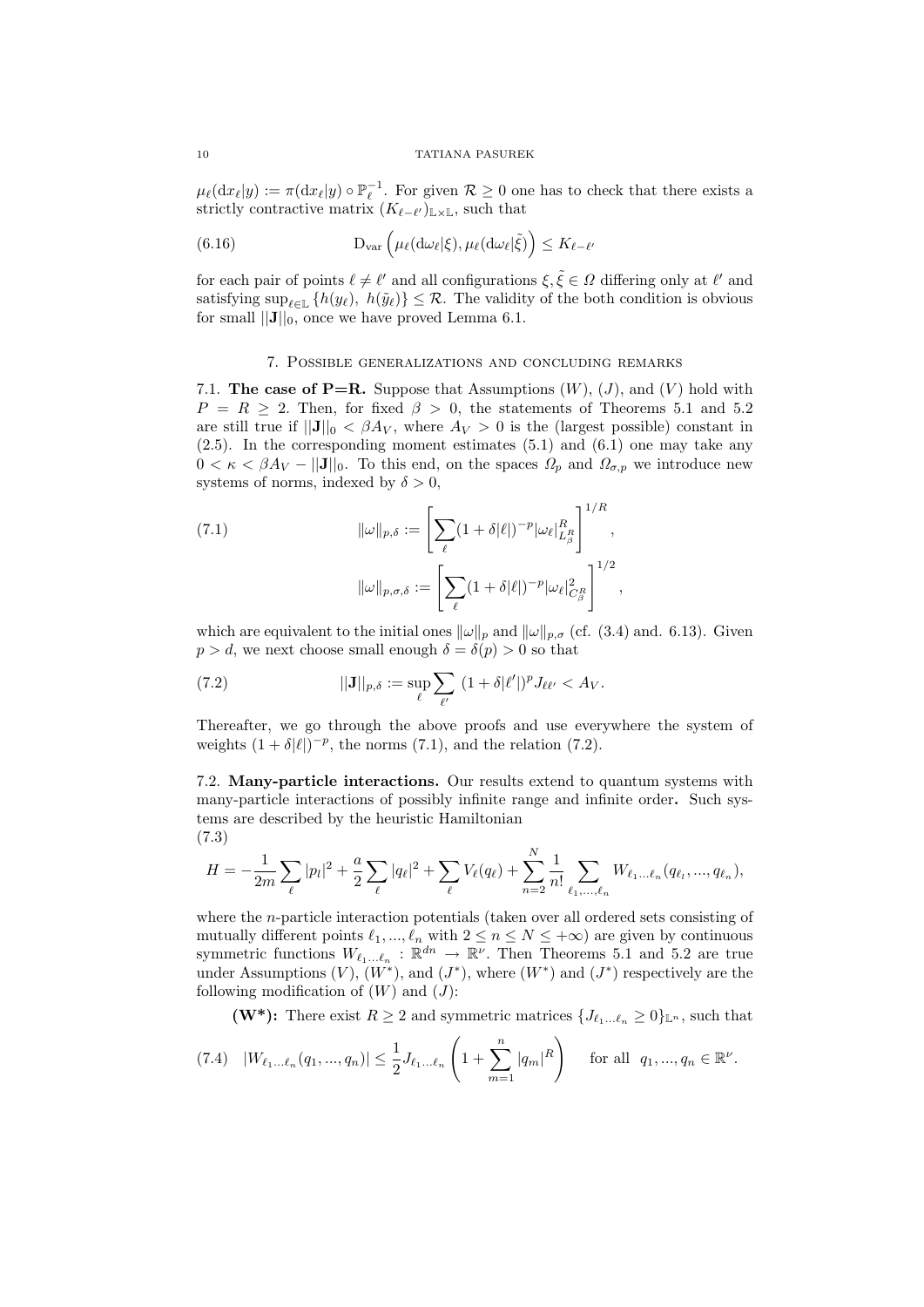$\mu_\ell(\mathrm{d}x_\ell|y) := \pi(\mathrm{d}x_\ell|y) \circ \mathbb{P}_\ell^{-1}$. For given $\mathcal{R} \geq 0$ one has to check that there exists a strictly contractive matrix $(K_{\ell-\ell'})_{\mathbb{L}\times\mathbb{L}}$, such that

$$\mathrm{D}_{\mathrm{var}}\left(\mu_\ell(\mathrm{d}\omega_\ell|\xi), \mu_\ell(\mathrm{d}\omega_\ell|\tilde{\xi})\right) \leq K_{\ell-\ell'} \tag{6.16}$$

for each pair of points $\ell \neq \ell'$ and all configurations $\xi, \tilde{\xi} \in \Omega$ differing only at $\ell'$ and satisfying $\sup_{\ell\in\mathbb{L}}\{h(y_\ell),\ h(\tilde{y}_\ell)\} \leq \mathcal{R}$. The validity of the both condition is obvious for small $||\mathbf{J}||_0$, once we have proved Lemma 6.1.

## 7. Possible generalizations and concluding remarks

7.1. **The case of P=R.** Suppose that Assumptions $(W)$, $(J)$, and $(V)$ hold with $P = R \geq 2$. Then, for fixed $\beta > 0$, the statements of Theorems 5.1 and 5.2 are still true if $||\mathbf{J}||_0 < \beta A_V$, where $A_V > 0$ is the (largest possible) constant in (2.5). In the corresponding moment estimates (5.1) and (6.1) one may take any $0 < \kappa < \beta A_V - ||\mathbf{J}||_0$. To this end, on the spaces $\Omega_p$ and $\Omega_{\sigma,p}$ we introduce new systems of norms, indexed by $\delta > 0$,

$$\|\omega\|_{p,\delta} := \left[\sum_\ell (1+\delta|\ell|)^{-p} |\omega_\ell|^R_{L^R_\beta}\right]^{1/R}, \tag{7.1}$$

$$\|\omega\|_{p,\sigma,\delta} := \left[\sum_\ell (1+\delta|\ell|)^{-p} |\omega_\ell|^2_{C^R_\beta}\right]^{1/2},$$

which are equivalent to the initial ones $\|\omega\|_p$ and $\|\omega\|_{p,\sigma}$ (cf. (3.4) and. 6.13). Given $p > d$, we next choose small enough $\delta = \delta(p) > 0$ so that

$$||\mathbf{J}||_{p,\delta} := \sup_\ell \sum_{\ell'} \ (1+\delta|\ell'|)^p J_{\ell\ell'} < A_V. \tag{7.2}$$

Thereafter, we go through the above proofs and use everywhere the system of weights $(1+\delta|\ell|)^{-p}$, the norms (7.1), and the relation (7.2).

7.2. **Many-particle interactions.** Our results extend to quantum systems with many-particle interactions of possibly infinite range and infinite order. Such systems are described by the heuristic Hamiltonian

$$H = -\frac{1}{2m}\sum_\ell |p_l|^2 + \frac{a}{2}\sum_\ell |q_\ell|^2 + \sum_\ell V_\ell(q_\ell) + \sum_{n=2}^N \frac{1}{n!}\sum_{\ell_1,\ldots,\ell_n} W_{\ell_1\ldots\ell_n}(q_{\ell_l},\ldots,q_{\ell_n}), \tag{7.3}$$

where the $n$-particle interaction potentials (taken over all ordered sets consisting of mutually different points $\ell_1, \ldots, \ell_n$ with $2 \leq n \leq N \leq +\infty$) are given by continuous symmetric functions $W_{\ell_1\ldots\ell_n} : \mathbb{R}^{dn} \to \mathbb{R}^\nu$. Then Theorems 5.1 and 5.2 are true under Assumptions $(V)$, $(W^*)$, and $(J^*)$, where $(W^*)$ and $(J^*)$ respectively are the following modification of $(W)$ and $(J)$:

**(W\*):** There exist $R \geq 2$ and symmetric matrices $\{J_{\ell_1\ldots\ell_n} \geq 0\}_{\mathbb{L}^n}$, such that

$$|W_{\ell_1\ldots\ell_n}(q_1,\ldots,q_n)| \leq \frac{1}{2}J_{\ell_1\ldots\ell_n}\left(1+\sum_{m=1}^n |q_m|^R\right) \quad \text{for all } \ q_1,\ldots,q_n \in \mathbb{R}^\nu. \tag{7.4}$$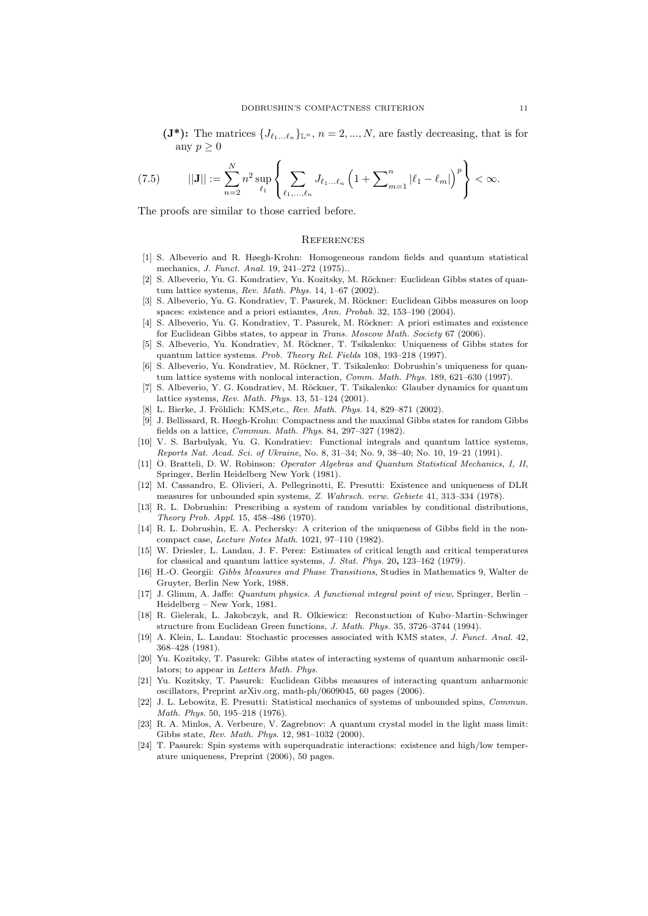**(J\*):** The matrices $\{J_{\ell_1 \ldots \ell_n}\}_{\mathbb{L}^n}$, $n = 2, ..., N$, are fastly decreasing, that is for any $p \geq 0$

$$||\mathbf{J}|| := \sum_{n=2}^{N} n^2 \sup_{\ell_1} \left\{ \sum_{\ell_1,\ldots,\ell_n} J_{\ell_1 \ldots \ell_n} \left(1 + \sum\nolimits_{m=1}^{n} |\ell_1 - \ell_m|\right)^p \right\} < \infty. \tag{7.5}$$

The proofs are similar to those carried before.

## References

[1] S. Albeverio and R. Høegh-Krohn: Homogeneous random fields and quantum statistical mechanics, *J. Funct. Anal.* 19, 241–272 (1975)..

[2] S. Albeverio, Yu. G. Kondratiev, Yu. Kozitsky, M. Röckner: Euclidean Gibbs states of quantum lattice systems, *Rev. Math. Phys.* 14, 1–67 (2002).

[3] S. Albeverio, Yu. G. Kondratiev, T. Pasurek, M. Röckner: Euclidean Gibbs measures on loop spaces: existence and a priori estiamtes, *Ann. Probab.* 32, 153–190 (2004).

[4] S. Albeverio, Yu. G. Kondratiev, T. Pasurek, M. Röckner: A priori estimates and existence for Euclidean Gibbs states, to appear in *Trans. Moscow Math. Society* 67 (2006).

[5] S. Albeverio, Yu. Kondratiev, M. Röckner, T. Tsikalenko: Uniqueness of Gibbs states for quantum lattice systems. *Prob. Theory Rel. Fields* 108, 193–218 (1997).

[6] S. Albeverio, Yu. Kondratiev, M. Röckner, T. Tsikalenko: Dobrushin's uniqueness for quantum lattice systems with nonlocal interaction, *Comm. Math. Phys.* 189, 621–630 (1997).

[7] S. Albeverio, Y. G. Kondratiev, M. Röckner, T. Tsikalenko: Glauber dynamics for quantum lattice systems, *Rev. Math. Phys.* 13, 51–124 (2001).

[8] L. Bierke, J. Fröhlich: KMS,etc., *Rev. Math. Phys.* 14, 829–871 (2002).

[9] J. Bellissard, R. Høegh-Krohn: Compactness and the maximal Gibbs states for random Gibbs fields on a lattice, *Commun. Math. Phys.* 84, 297–327 (1982).

[10] V. S. Barbulyak, Yu. G. Kondratiev: Functional integrals and quantum lattice systems, *Reports Nat. Acad. Sci. of Ukraine*, No. 8, 31–34; No. 9, 38–40; No. 10, 19–21 (1991).

[11] O. Bratteli, D. W. Robinson: *Operator Algebras and Quantum Statistical Mechanics, I, II*, Springer, Berlin Heidelberg New York (1981).

[12] M. Cassandro, E. Olivieri, A. Pellegrinotti, E. Presutti: Existence and uniqueness of DLR measures for unbounded spin systems, *Z. Wahrsch. verw. Gebiete* 41, 313–334 (1978).

[13] R. L. Dobrushin: Prescribing a system of random variables by conditional distributions, *Theory Prob. Appl.* 15, 458–486 (1970).

[14] R. L. Dobrushin, E. A. Pechersky: A criterion of the uniqueness of Gibbs field in the non-compact case, *Lecture Notes Math.* 1021, 97–110 (1982).

[15] W. Driesler, L. Landau, J. F. Perez: Estimates of critical length and critical temperatures for classical and quantum lattice systems, *J. Stat. Phys.* 20**,** 123–162 (1979).

[16] H.-O. Georgii: *Gibbs Measures and Phase Transitions*, Studies in Mathematics 9, Walter de Gruyter, Berlin New York, 1988.

[17] J. Glimm, A. Jaffe: *Quantum physics. A functional integral point of view*, Springer, Berlin – Heidelberg – New York, 1981.

[18] R. Gielerak, L. Jakobczyk, and R. Olkiewicz: Reconstuction of Kubo–Martin–Schwinger structure from Euclidean Green functions, *J. Math. Phys.* 35, 3726–3744 (1994).

[19] A. Klein, L. Landau: Stochastic processes associated with KMS states, *J. Funct. Anal.* 42, 368–428 (1981).

[20] Yu. Kozitsky, T. Pasurek: Gibbs states of interacting systems of quantum anharmonic oscillators; to appear in *Letters Math. Phys.*

[21] Yu. Kozitsky, T. Pasurek: Euclidean Gibbs measures of interacting quantum anharmonic oscillators, Preprint arXiv.org, math-ph/0609045, 60 pages (2006).

[22] J. L. Lebowitz, E. Presutti: Statistical mechanics of systems of unbounded spins, *Commun. Math. Phys.* 50, 195–218 (1976).

[23] R. A. Minlos, A. Verbeure, V. Zagrebnov: A quantum crystal model in the light mass limit: Gibbs state, *Rev. Math. Phys.* 12, 981–1032 (2000).

[24] T. Pasurek: Spin systems with superquadratic interactions: existence and high/low temperature uniqueness, Preprint (2006), 50 pages.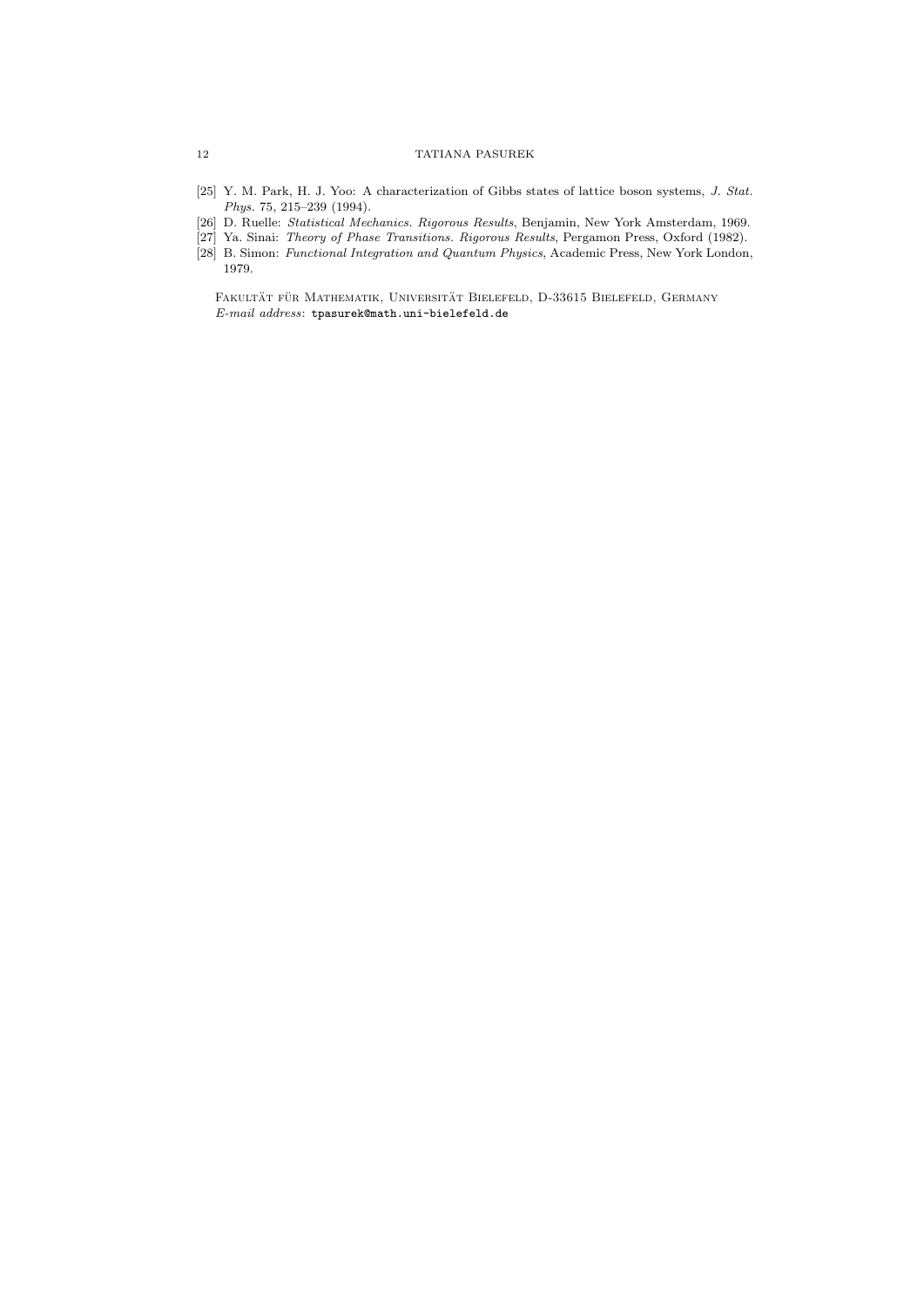[25] Y. M. Park, H. J. Yoo: A characterization of Gibbs states of lattice boson systems, *J. Stat. Phys.* 75, 215–239 (1994).

[26] D. Ruelle: *Statistical Mechanics. Rigorous Results*, Benjamin, New York Amsterdam, 1969.

[27] Ya. Sinai: *Theory of Phase Transitions. Rigorous Results*, Pergamon Press, Oxford (1982).

[28] B. Simon: *Functional Integration and Quantum Physics*, Academic Press, New York London, 1979.

Fakultät für Mathematik, Universität Bielefeld, D-33615 Bielefeld, Germany
*E-mail address*: `tpasurek@math.uni-bielefeld.de`